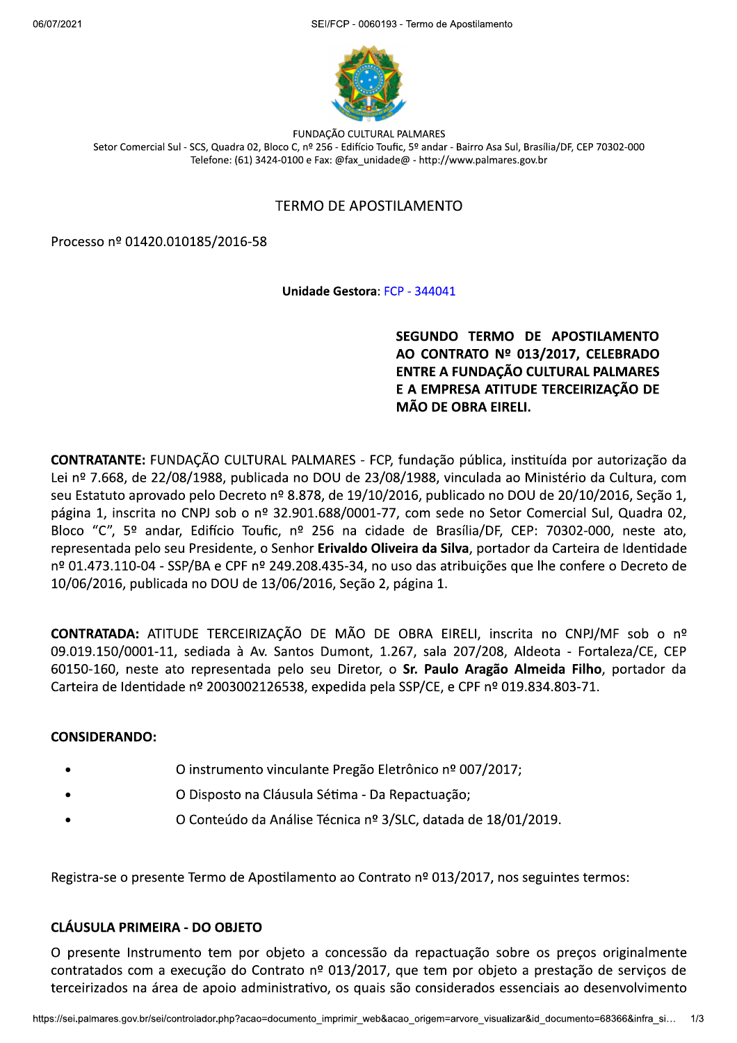FUNDAÇÃO CULTURAL PALMARES
Setor Comercial Sul - SCS, Quadra 02, Bloco C, nº 256 - Edifício Toufic, 5º andar - Bairro Asa Sul, Brasília/DF, CEP 70302-000
Telefone: (61) 3424-0100 e Fax: @fax_unidade@ - http://www.palmares.gov.br

# TERMO DE APOSTILAMENTO

Processo nº 01420.010185/2016-58

**Unidade Gestora**: FCP - 344041

**SEGUNDO TERMO DE APOSTILAMENTO AO CONTRATO Nº 013/2017, CELEBRADO ENTRE A FUNDAÇÃO CULTURAL PALMARES E A EMPRESA ATITUDE TERCEIRIZAÇÃO DE MÃO DE OBRA EIRELI.**

**CONTRATANTE:** FUNDAÇÃO CULTURAL PALMARES - FCP, fundação pública, instituída por autorização da Lei nº 7.668, de 22/08/1988, publicada no DOU de 23/08/1988, vinculada ao Ministério da Cultura, com seu Estatuto aprovado pelo Decreto nº 8.878, de 19/10/2016, publicado no DOU de 20/10/2016, Seção 1, página 1, inscrita no CNPJ sob o nº 32.901.688/0001-77, com sede no Setor Comercial Sul, Quadra 02, Bloco "C", 5º andar, Edifício Toufic, nº 256 na cidade de Brasília/DF, CEP: 70302-000, neste ato, representada pelo seu Presidente, o Senhor **Erivaldo Oliveira da Silva**, portador da Carteira de Identidade nº 01.473.110-04 - SSP/BA e CPF nº 249.208.435-34, no uso das atribuições que lhe confere o Decreto de 10/06/2016, publicada no DOU de 13/06/2016, Seção 2, página 1.

**CONTRATADA:** ATITUDE TERCEIRIZAÇÃO DE MÃO DE OBRA EIRELI, inscrita no CNPJ/MF sob o nº 09.019.150/0001-11, sediada à Av. Santos Dumont, 1.267, sala 207/208, Aldeota - Fortaleza/CE, CEP 60150-160, neste ato representada pelo seu Diretor, o **Sr. Paulo Aragão Almeida Filho**, portador da Carteira de Identidade nº 2003002126538, expedida pela SSP/CE, e CPF nº 019.834.803-71.

**CONSIDERANDO:**

- O instrumento vinculante Pregão Eletrônico nº 007/2017;
- O Disposto na Cláusula Sétima - Da Repactuação;
- O Conteúdo da Análise Técnica nº 3/SLC, datada de 18/01/2019.

Registra-se o presente Termo de Apostilamento ao Contrato nº 013/2017, nos seguintes termos:

**CLÁUSULA PRIMEIRA - DO OBJETO**

O presente Instrumento tem por objeto a concessão da repactuação sobre os preços originalmente contratados com a execução do Contrato nº 013/2017, que tem por objeto a prestação de serviços de terceirizados na área de apoio administrativo, os quais são considerados essenciais ao desenvolvimento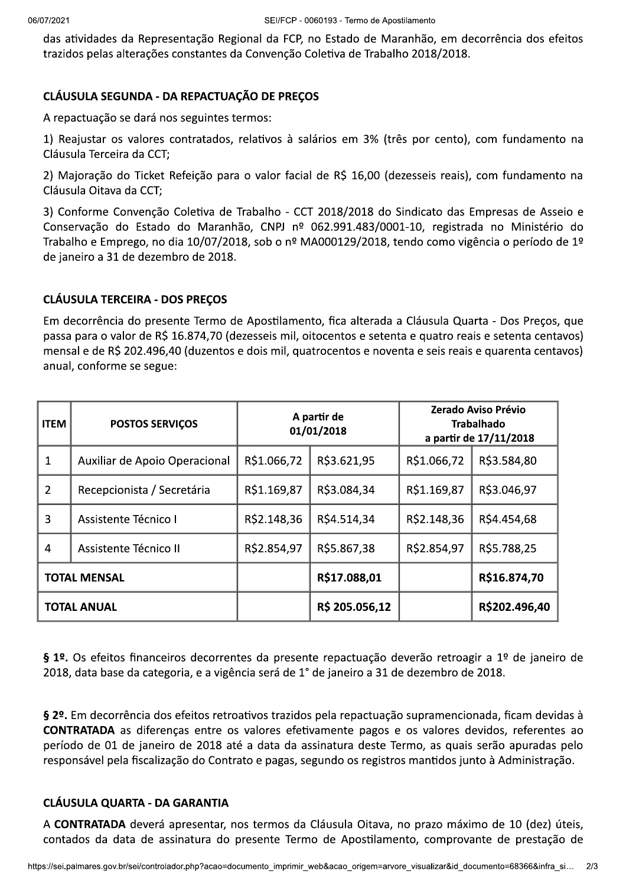das atividades da Representação Regional da FCP, no Estado de Maranhão, em decorrência dos efeitos trazidos pelas alterações constantes da Convenção Coletiva de Trabalho 2018/2018.

**CLÁUSULA SEGUNDA - DA REPACTUAÇÃO DE PREÇOS**

A repactuação se dará nos seguintes termos:

1) Reajustar os valores contratados, relativos à salários em 3% (três por cento), com fundamento na Cláusula Terceira da CCT;

2) Majoração do Ticket Refeição para o valor facial de R$ 16,00 (dezesseis reais), com fundamento na Cláusula Oitava da CCT;

3) Conforme Convenção Coletiva de Trabalho - CCT 2018/2018 do Sindicato das Empresas de Asseio e Conservação do Estado do Maranhão, CNPJ nº 062.991.483/0001-10, registrada no Ministério do Trabalho e Emprego, no dia 10/07/2018, sob o nº MA000129/2018, tendo como vigência o período de 1º de janeiro a 31 de dezembro de 2018.

**CLÁUSULA TERCEIRA - DOS PREÇOS**

Em decorrência do presente Termo de Apostilamento, fica alterada a Cláusula Quarta - Dos Preços, que passa para o valor de R$ 16.874,70 (dezesseis mil, oitocentos e setenta e quatro reais e setenta centavos) mensal e de R$ 202.496,40 (duzentos e dois mil, quatrocentos e noventa e seis reais e quarenta centavos) anual, conforme se segue:

| ITEM | POSTOS SERVIÇOS | A partir de 01/01/2018 | | Zerado Aviso Prévio Trabalhado a partir de 17/11/2018 | |
|---|---|---|---|---|---|
| 1 | Auxiliar de Apoio Operacional | R$1.066,72 | R$3.621,95 | R$1.066,72 | R$3.584,80 |
| 2 | Recepcionista / Secretária | R$1.169,87 | R$3.084,34 | R$1.169,87 | R$3.046,97 |
| 3 | Assistente Técnico I | R$2.148,36 | R$4.514,34 | R$2.148,36 | R$4.454,68 |
| 4 | Assistente Técnico II | R$2.854,97 | R$5.867,38 | R$2.854,97 | R$5.788,25 |
| TOTAL MENSAL | | | R$17.088,01 | | R$16.874,70 |
| TOTAL ANUAL | | | R$ 205.056,12 | | R$202.496,40 |

**§ 1º.** Os efeitos financeiros decorrentes da presente repactuação deverão retroagir a 1º de janeiro de 2018, data base da categoria, e a vigência será de 1° de janeiro a 31 de dezembro de 2018.

**§ 2º.** Em decorrência dos efeitos retroativos trazidos pela repactuação supramencionada, ficam devidas à **CONTRATADA** as diferenças entre os valores efetivamente pagos e os valores devidos, referentes ao período de 01 de janeiro de 2018 até a data da assinatura deste Termo, as quais serão apuradas pelo responsável pela fiscalização do Contrato e pagas, segundo os registros mantidos junto à Administração.

**CLÁUSULA QUARTA - DA GARANTIA**

A **CONTRATADA** deverá apresentar, nos termos da Cláusula Oitava, no prazo máximo de 10 (dez) úteis, contados da data de assinatura do presente Termo de Apostilamento, comprovante de prestação de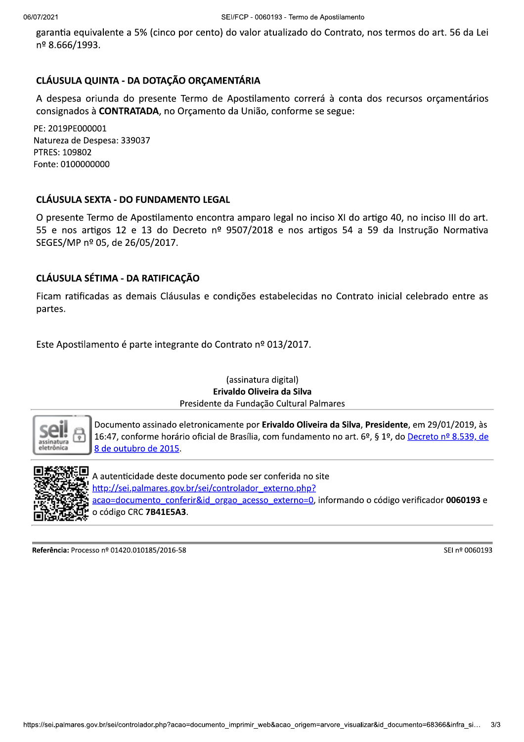garantia equivalente a 5% (cinco por cento) do valor atualizado do Contrato, nos termos do art. 56 da Lei nº 8.666/1993.

## CLÁUSULA QUINTA - DA DOTAÇÃO ORÇAMENTÁRIA

A despesa oriunda do presente Termo de Apostilamento correrá à conta dos recursos orçamentários consignados à **CONTRATADA**, no Orçamento da União, conforme se segue:

PE: 2019PE000001
Natureza de Despesa: 339037
PTRES: 109802
Fonte: 0100000000

## CLÁUSULA SEXTA - DO FUNDAMENTO LEGAL

O presente Termo de Apostilamento encontra amparo legal no inciso XI do artigo 40, no inciso III do art. 55 e nos artigos 12 e 13 do Decreto nº 9507/2018 e nos artigos 54 a 59 da Instrução Normativa SEGES/MP nº 05, de 26/05/2017.

## CLÁUSULA SÉTIMA - DA RATIFICAÇÃO

Ficam ratificadas as demais Cláusulas e condições estabelecidas no Contrato inicial celebrado entre as partes.

Este Apostilamento é parte integrante do Contrato nº 013/2017.

(assinatura digital)
**Erivaldo Oliveira da Silva**
Presidente da Fundação Cultural Palmares

Documento assinado eletronicamente por **Erivaldo Oliveira da Silva**, **Presidente**, em 29/01/2019, às 16:47, conforme horário oficial de Brasília, com fundamento no art. 6º, § 1º, do Decreto nº 8.539, de 8 de outubro de 2015.

A autenticidade deste documento pode ser conferida no site http://sei.palmares.gov.br/sei/controlador_externo.php?acao=documento_conferir&id_orgao_acesso_externo=0, informando o código verificador **0060193** e o código CRC **7B41E5A3**.

**Referência:** Processo nº 01420.010185/2016-58 SEI nº 0060193